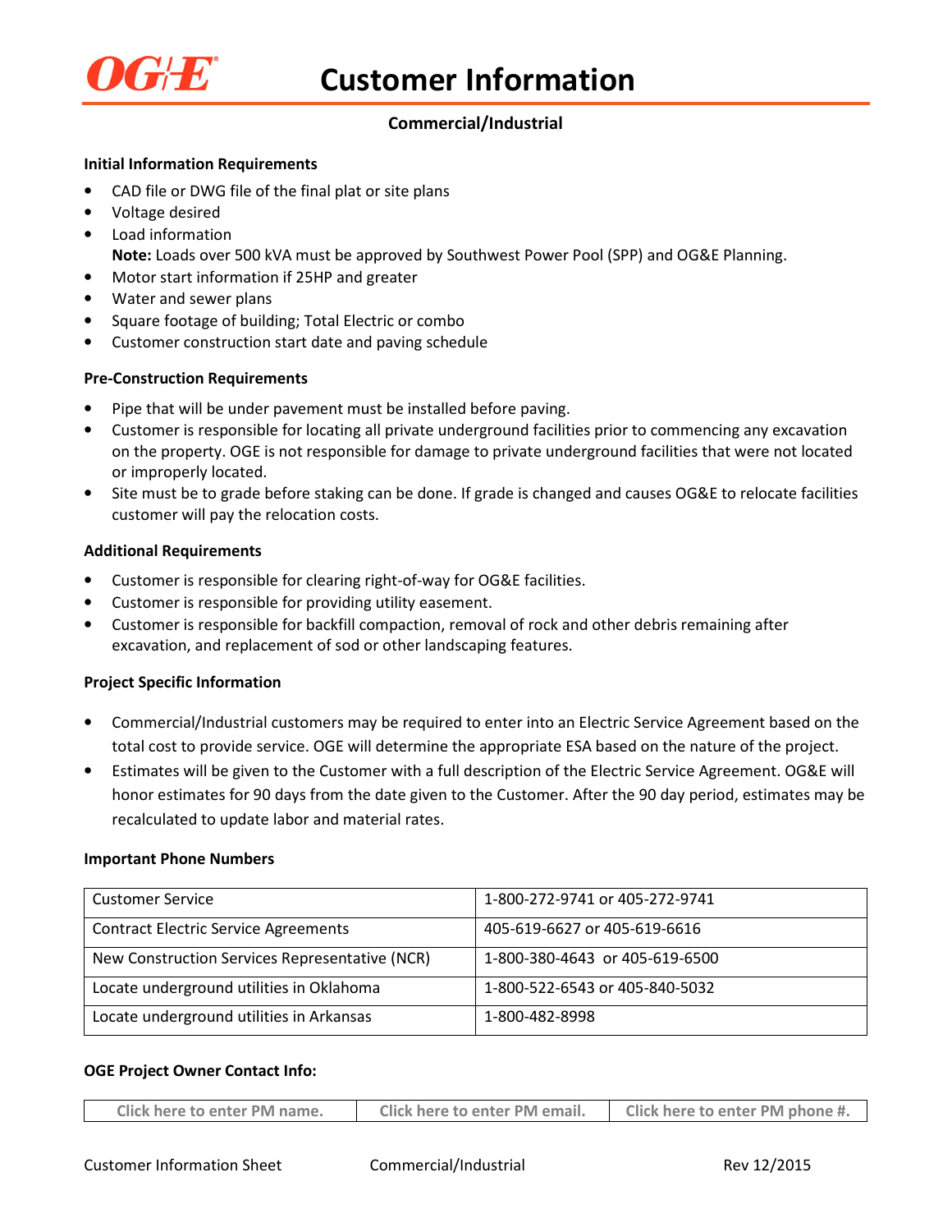# Customer Information

**Commercial/Industrial**

**Initial Information Requirements**

- CAD file or DWG file of the final plat or site plans
- Voltage desired
- Load information
  **Note:** Loads over 500 kVA must be approved by Southwest Power Pool (SPP) and OG&E Planning.
- Motor start information if 25HP and greater
- Water and sewer plans
- Square footage of building; Total Electric or combo
- Customer construction start date and paving schedule

**Pre-Construction Requirements**

- Pipe that will be under pavement must be installed before paving.
- Customer is responsible for locating all private underground facilities prior to commencing any excavation on the property. OGE is not responsible for damage to private underground facilities that were not located or improperly located.
- Site must be to grade before staking can be done. If grade is changed and causes OG&E to relocate facilities customer will pay the relocation costs.

**Additional Requirements**

- Customer is responsible for clearing right-of-way for OG&E facilities.
- Customer is responsible for providing utility easement.
- Customer is responsible for backfill compaction, removal of rock and other debris remaining after excavation, and replacement of sod or other landscaping features.

**Project Specific Information**

- Commercial/Industrial customers may be required to enter into an Electric Service Agreement based on the total cost to provide service. OGE will determine the appropriate ESA based on the nature of the project.
- Estimates will be given to the Customer with a full description of the Electric Service Agreement. OG&E will honor estimates for 90 days from the date given to the Customer. After the 90 day period, estimates may be recalculated to update labor and material rates.

**Important Phone Numbers**

| | |
|---|---|
| Customer Service | 1-800-272-9741 or 405-272-9741 |
| Contract Electric Service Agreements | 405-619-6627 or 405-619-6616 |
| New Construction Services Representative (NCR) | 1-800-380-4643 or 405-619-6500 |
| Locate underground utilities in Oklahoma | 1-800-522-6543 or 405-840-5032 |
| Locate underground utilities in Arkansas | 1-800-482-8998 |

**OGE Project Owner Contact Info:**

| | | |
|---|---|---|
| Click here to enter PM name. | Click here to enter PM email. | Click here to enter PM phone #. |

Customer Information Sheet Commercial/Industrial Rev 12/2015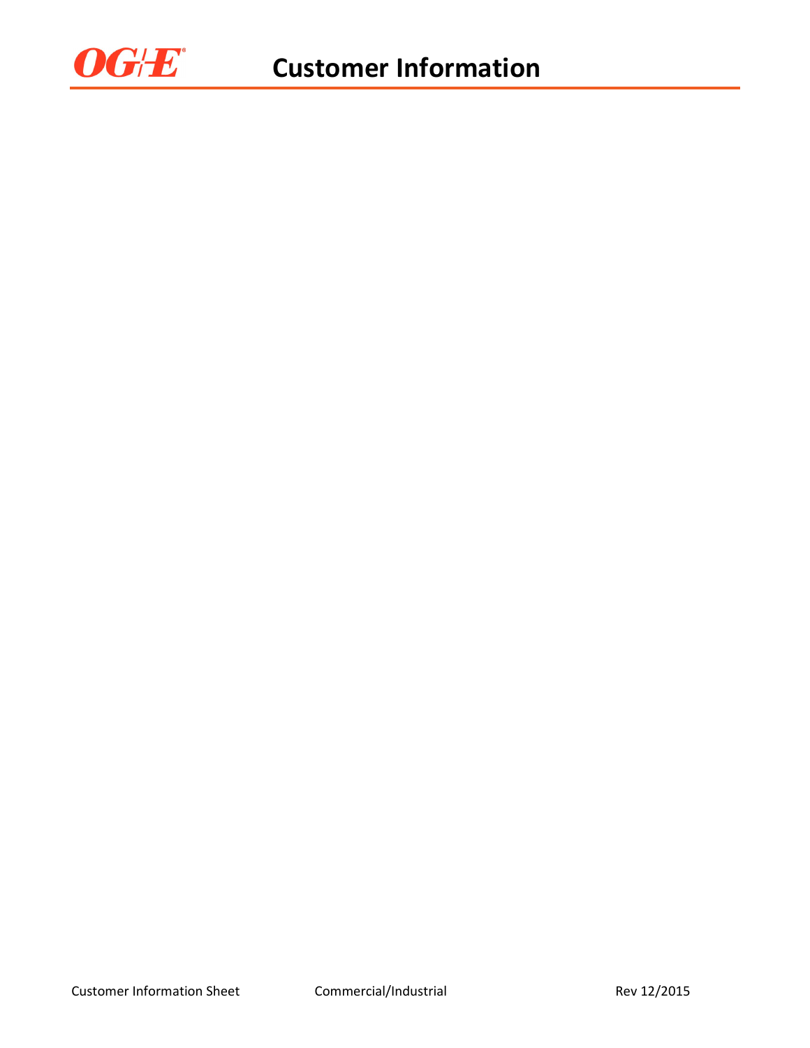# Customer Information